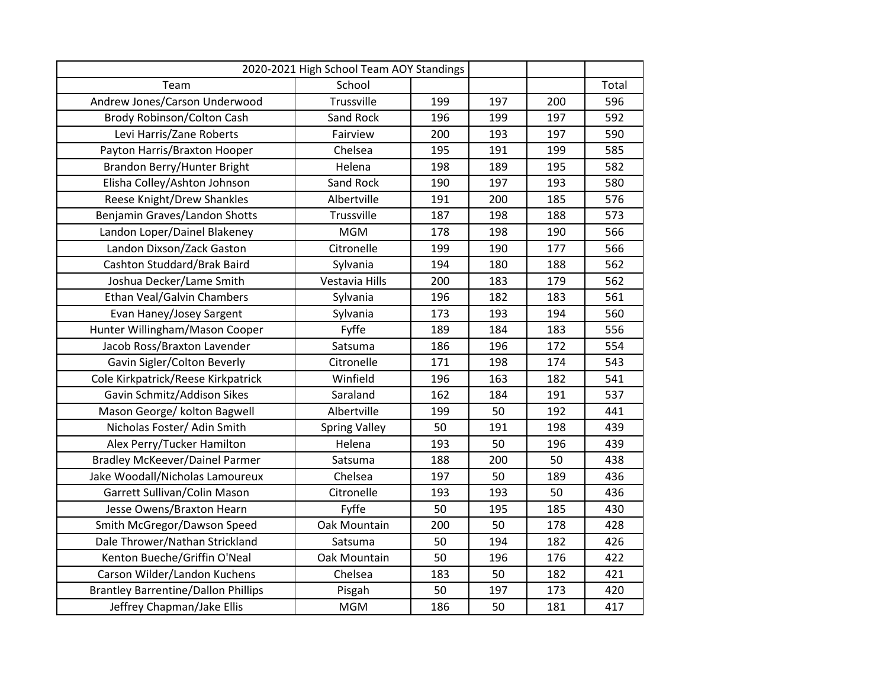| 2020-2021 High School Team AOY Standings | | | | | |
|---|---|---|---|---|---|
| Team | School | | | | Total |
| Andrew Jones/Carson Underwood | Trussville | 199 | 197 | 200 | 596 |
| Brody Robinson/Colton Cash | Sand Rock | 196 | 199 | 197 | 592 |
| Levi Harris/Zane Roberts | Fairview | 200 | 193 | 197 | 590 |
| Payton Harris/Braxton Hooper | Chelsea | 195 | 191 | 199 | 585 |
| Brandon Berry/Hunter Bright | Helena | 198 | 189 | 195 | 582 |
| Elisha Colley/Ashton Johnson | Sand Rock | 190 | 197 | 193 | 580 |
| Reese Knight/Drew Shankles | Albertville | 191 | 200 | 185 | 576 |
| Benjamin Graves/Landon Shotts | Trussville | 187 | 198 | 188 | 573 |
| Landon Loper/Dainel Blakeney | MGM | 178 | 198 | 190 | 566 |
| Landon Dixson/Zack Gaston | Citronelle | 199 | 190 | 177 | 566 |
| Cashton Studdard/Brak Baird | Sylvania | 194 | 180 | 188 | 562 |
| Joshua Decker/Lame Smith | Vestavia Hills | 200 | 183 | 179 | 562 |
| Ethan Veal/Galvin Chambers | Sylvania | 196 | 182 | 183 | 561 |
| Evan Haney/Josey Sargent | Sylvania | 173 | 193 | 194 | 560 |
| Hunter Willingham/Mason Cooper | Fyffe | 189 | 184 | 183 | 556 |
| Jacob Ross/Braxton Lavender | Satsuma | 186 | 196 | 172 | 554 |
| Gavin Sigler/Colton Beverly | Citronelle | 171 | 198 | 174 | 543 |
| Cole Kirkpatrick/Reese Kirkpatrick | Winfield | 196 | 163 | 182 | 541 |
| Gavin Schmitz/Addison Sikes | Saraland | 162 | 184 | 191 | 537 |
| Mason George/ kolton Bagwell | Albertville | 199 | 50 | 192 | 441 |
| Nicholas Foster/ Adin Smith | Spring Valley | 50 | 191 | 198 | 439 |
| Alex Perry/Tucker Hamilton | Helena | 193 | 50 | 196 | 439 |
| Bradley McKeever/Dainel Parmer | Satsuma | 188 | 200 | 50 | 438 |
| Jake Woodall/Nicholas Lamoureux | Chelsea | 197 | 50 | 189 | 436 |
| Garrett Sullivan/Colin Mason | Citronelle | 193 | 193 | 50 | 436 |
| Jesse Owens/Braxton Hearn | Fyffe | 50 | 195 | 185 | 430 |
| Smith McGregor/Dawson Speed | Oak Mountain | 200 | 50 | 178 | 428 |
| Dale Thrower/Nathan Strickland | Satsuma | 50 | 194 | 182 | 426 |
| Kenton Bueche/Griffin O'Neal | Oak Mountain | 50 | 196 | 176 | 422 |
| Carson Wilder/Landon Kuchens | Chelsea | 183 | 50 | 182 | 421 |
| Brantley Barrentine/Dallon Phillips | Pisgah | 50 | 197 | 173 | 420 |
| Jeffrey Chapman/Jake Ellis | MGM | 186 | 50 | 181 | 417 |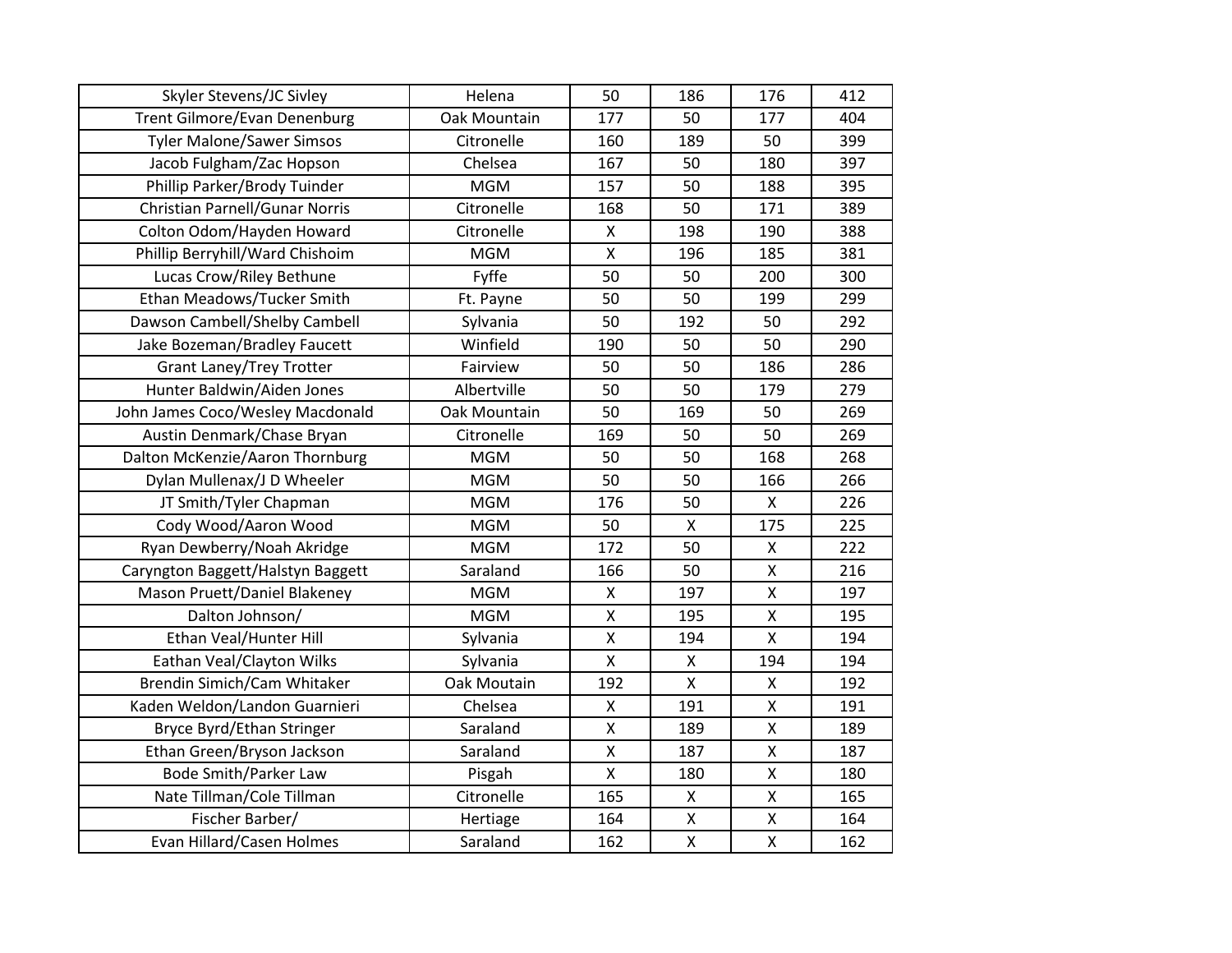| | | | | | |
|---|---|---|---|---|---|
| Skyler Stevens/JC Sivley | Helena | 50 | 186 | 176 | 412 |
| Trent Gilmore/Evan Denenburg | Oak Mountain | 177 | 50 | 177 | 404 |
| Tyler Malone/Sawer Simsos | Citronelle | 160 | 189 | 50 | 399 |
| Jacob Fulgham/Zac Hopson | Chelsea | 167 | 50 | 180 | 397 |
| Phillip Parker/Brody Tuinder | MGM | 157 | 50 | 188 | 395 |
| Christian Parnell/Gunar Norris | Citronelle | 168 | 50 | 171 | 389 |
| Colton Odom/Hayden Howard | Citronelle | X | 198 | 190 | 388 |
| Phillip Berryhill/Ward Chishoim | MGM | X | 196 | 185 | 381 |
| Lucas Crow/Riley Bethune | Fyffe | 50 | 50 | 200 | 300 |
| Ethan Meadows/Tucker Smith | Ft. Payne | 50 | 50 | 199 | 299 |
| Dawson Cambell/Shelby Cambell | Sylvania | 50 | 192 | 50 | 292 |
| Jake Bozeman/Bradley Faucett | Winfield | 190 | 50 | 50 | 290 |
| Grant Laney/Trey Trotter | Fairview | 50 | 50 | 186 | 286 |
| Hunter Baldwin/Aiden Jones | Albertville | 50 | 50 | 179 | 279 |
| John James Coco/Wesley Macdonald | Oak Mountain | 50 | 169 | 50 | 269 |
| Austin Denmark/Chase Bryan | Citronelle | 169 | 50 | 50 | 269 |
| Dalton McKenzie/Aaron Thornburg | MGM | 50 | 50 | 168 | 268 |
| Dylan Mullenax/J D Wheeler | MGM | 50 | 50 | 166 | 266 |
| JT Smith/Tyler Chapman | MGM | 176 | 50 | X | 226 |
| Cody Wood/Aaron Wood | MGM | 50 | X | 175 | 225 |
| Ryan Dewberry/Noah Akridge | MGM | 172 | 50 | X | 222 |
| Caryngton Baggett/Halstyn Baggett | Saraland | 166 | 50 | X | 216 |
| Mason Pruett/Daniel Blakeney | MGM | X | 197 | X | 197 |
| Dalton Johnson/ | MGM | X | 195 | X | 195 |
| Ethan Veal/Hunter Hill | Sylvania | X | 194 | X | 194 |
| Eathan Veal/Clayton Wilks | Sylvania | X | X | 194 | 194 |
| Brendin Simich/Cam Whitaker | Oak Moutain | 192 | X | X | 192 |
| Kaden Weldon/Landon Guarnieri | Chelsea | X | 191 | X | 191 |
| Bryce Byrd/Ethan Stringer | Saraland | X | 189 | X | 189 |
| Ethan Green/Bryson Jackson | Saraland | X | 187 | X | 187 |
| Bode Smith/Parker Law | Pisgah | X | 180 | X | 180 |
| Nate Tillman/Cole Tillman | Citronelle | 165 | X | X | 165 |
| Fischer Barber/ | Hertiage | 164 | X | X | 164 |
| Evan Hillard/Casen Holmes | Saraland | 162 | X | X | 162 |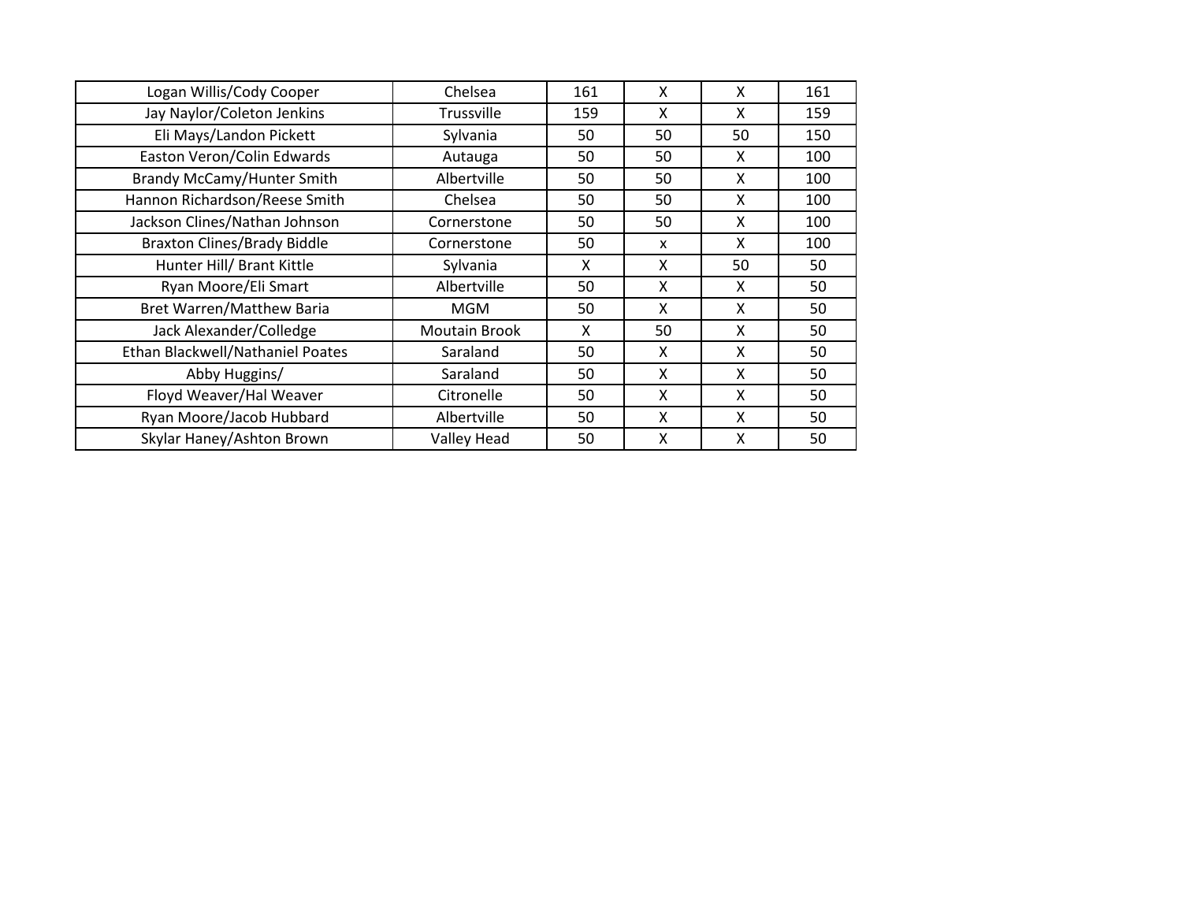| | | | | | |
|---|---|---|---|---|---|
| Logan Willis/Cody Cooper | Chelsea | 161 | X | X | 161 |
| Jay Naylor/Coleton Jenkins | Trussville | 159 | X | X | 159 |
| Eli Mays/Landon Pickett | Sylvania | 50 | 50 | 50 | 150 |
| Easton Veron/Colin Edwards | Autauga | 50 | 50 | X | 100 |
| Brandy McCamy/Hunter Smith | Albertville | 50 | 50 | X | 100 |
| Hannon Richardson/Reese Smith | Chelsea | 50 | 50 | X | 100 |
| Jackson Clines/Nathan Johnson | Cornerstone | 50 | 50 | X | 100 |
| Braxton Clines/Brady Biddle | Cornerstone | 50 | x | X | 100 |
| Hunter Hill/ Brant Kittle | Sylvania | X | X | 50 | 50 |
| Ryan Moore/Eli Smart | Albertville | 50 | X | X | 50 |
| Bret Warren/Matthew Baria | MGM | 50 | X | X | 50 |
| Jack Alexander/Colledge | Moutain Brook | X | 50 | X | 50 |
| Ethan Blackwell/Nathaniel Poates | Saraland | 50 | X | X | 50 |
| Abby Huggins/ | Saraland | 50 | X | X | 50 |
| Floyd Weaver/Hal Weaver | Citronelle | 50 | X | X | 50 |
| Ryan Moore/Jacob Hubbard | Albertville | 50 | X | X | 50 |
| Skylar Haney/Ashton Brown | Valley Head | 50 | X | X | 50 |